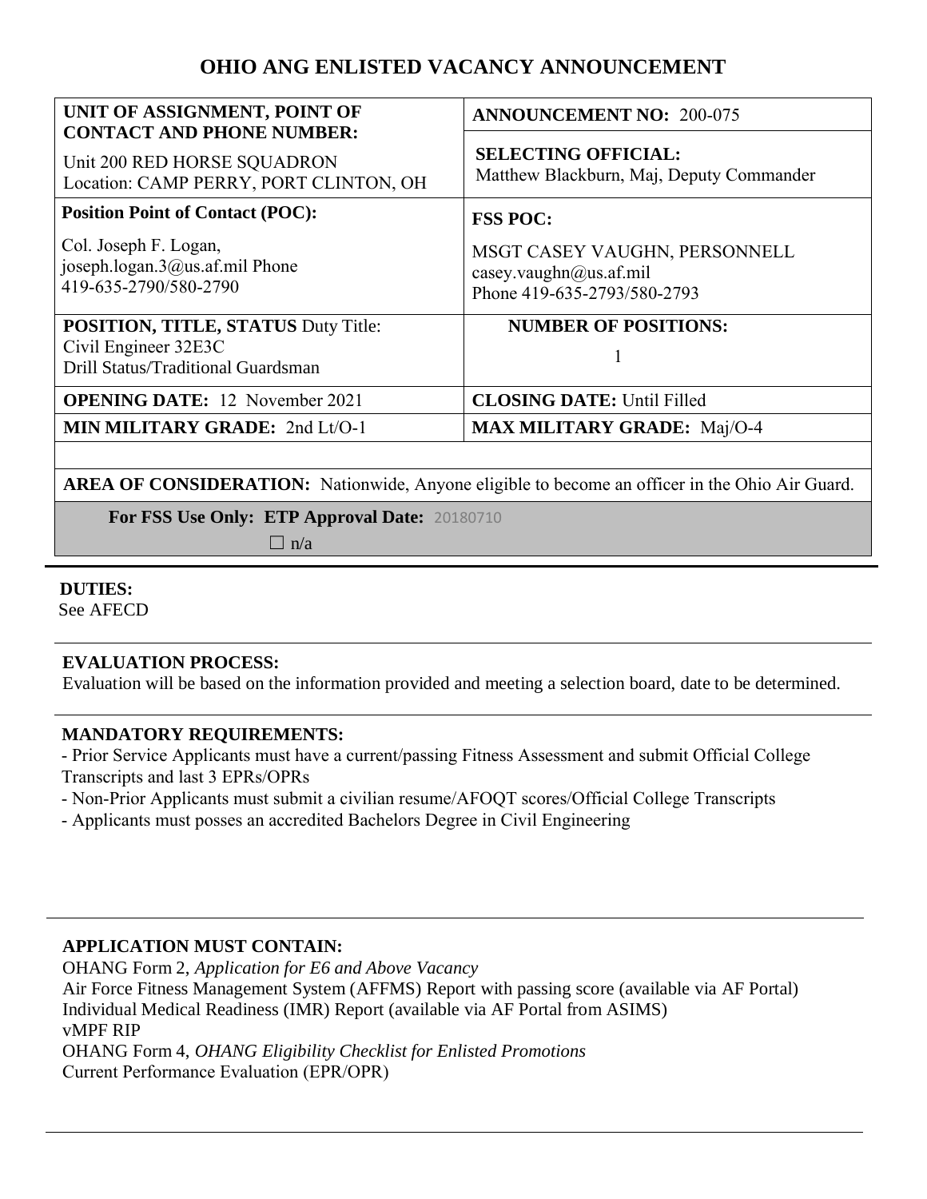# OHIO ANG ENLISTED VACANCY ANNOUNCEMENT

| **UNIT OF ASSIGNMENT, POINT OF CONTACT AND PHONE NUMBER:** Unit 200 RED HORSE SQUADRON Location: CAMP PERRY, PORT CLINTON, OH | **ANNOUNCEMENT NO:** 200-075 **SELECTING OFFICIAL:** Matthew Blackburn, Maj, Deputy Commander |
|---|---|
| **Position Point of Contact (POC):** Col. Joseph F. Logan, joseph.logan.3@us.af.mil Phone 419-635-2790/580-2790 | **FSS POC:** MSGT CASEY VAUGHN, PERSONNELL casey.vaughn@us.af.mil Phone 419-635-2793/580-2793 |
| **POSITION, TITLE, STATUS** Duty Title: Civil Engineer 32E3C Drill Status/Traditional Guardsman | **NUMBER OF POSITIONS:** 1 |
| **OPENING DATE:** 12 November 2021 | **CLOSING DATE:** Until Filled |
| **MIN MILITARY GRADE:** 2nd Lt/O-1 | **MAX MILITARY GRADE:** Maj/O-4 |

**AREA OF CONSIDERATION:** Nationwide, Anyone eligible to become an officer in the Ohio Air Guard.

**For FSS Use Only: ETP Approval Date:** 20180710

☐ n/a

**DUTIES:**
See AFECD

**EVALUATION PROCESS:**
Evaluation will be based on the information provided and meeting a selection board, date to be determined.

**MANDATORY REQUIREMENTS:**
- Prior Service Applicants must have a current/passing Fitness Assessment and submit Official College Transcripts and last 3 EPRs/OPRs
- Non-Prior Applicants must submit a civilian resume/AFOQT scores/Official College Transcripts
- Applicants must posses an accredited Bachelors Degree in Civil Engineering

**APPLICATION MUST CONTAIN:**
OHANG Form 2, *Application for E6 and Above Vacancy*
Air Force Fitness Management System (AFFMS) Report with passing score (available via AF Portal)
Individual Medical Readiness (IMR) Report (available via AF Portal from ASIMS)
vMPF RIP
OHANG Form 4, *OHANG Eligibility Checklist for Enlisted Promotions*
Current Performance Evaluation (EPR/OPR)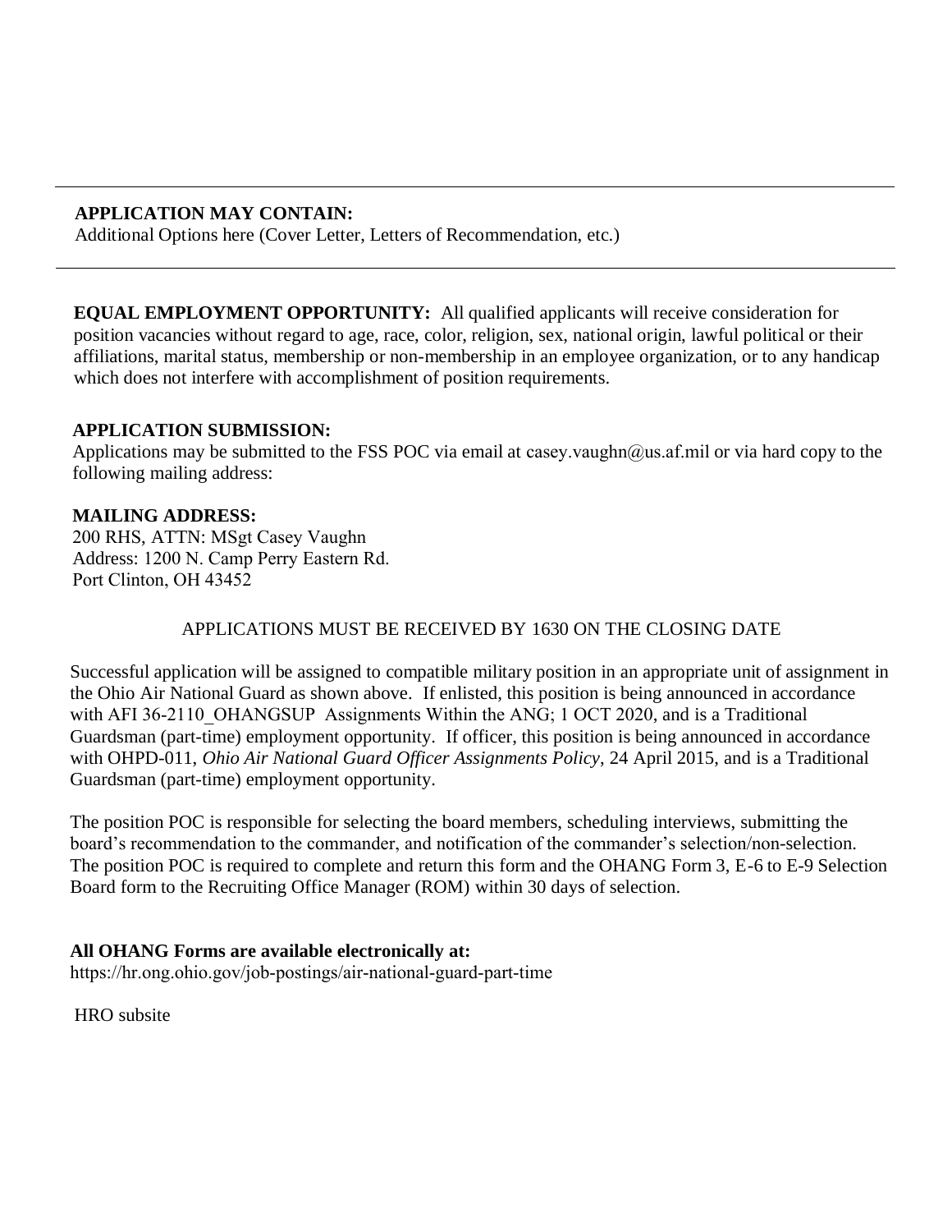---

**APPLICATION MAY CONTAIN:**
Additional Options here (Cover Letter, Letters of Recommendation, etc.)

---

**EQUAL EMPLOYMENT OPPORTUNITY:** All qualified applicants will receive consideration for position vacancies without regard to age, race, color, religion, sex, national origin, lawful political or their affiliations, marital status, membership or non-membership in an employee organization, or to any handicap which does not interfere with accomplishment of position requirements.

**APPLICATION SUBMISSION:**
Applications may be submitted to the FSS POC via email at casey.vaughn@us.af.mil or via hard copy to the following mailing address:

**MAILING ADDRESS:**
200 RHS, ATTN: MSgt Casey Vaughn
Address: 1200 N. Camp Perry Eastern Rd.
Port Clinton, OH 43452

APPLICATIONS MUST BE RECEIVED BY 1630 ON THE CLOSING DATE

Successful application will be assigned to compatible military position in an appropriate unit of assignment in the Ohio Air National Guard as shown above. If enlisted, this position is being announced in accordance with AFI 36-2110_OHANGSUP Assignments Within the ANG; 1 OCT 2020, and is a Traditional Guardsman (part-time) employment opportunity. If officer, this position is being announced in accordance with OHPD-011, *Ohio Air National Guard Officer Assignments Policy*, 24 April 2015, and is a Traditional Guardsman (part-time) employment opportunity.

The position POC is responsible for selecting the board members, scheduling interviews, submitting the board's recommendation to the commander, and notification of the commander's selection/non-selection. The position POC is required to complete and return this form and the OHANG Form 3, E-6 to E-9 Selection Board form to the Recruiting Office Manager (ROM) within 30 days of selection.

**All OHANG Forms are available electronically at:**
https://hr.ong.ohio.gov/job-postings/air-national-guard-part-time

HRO subsite